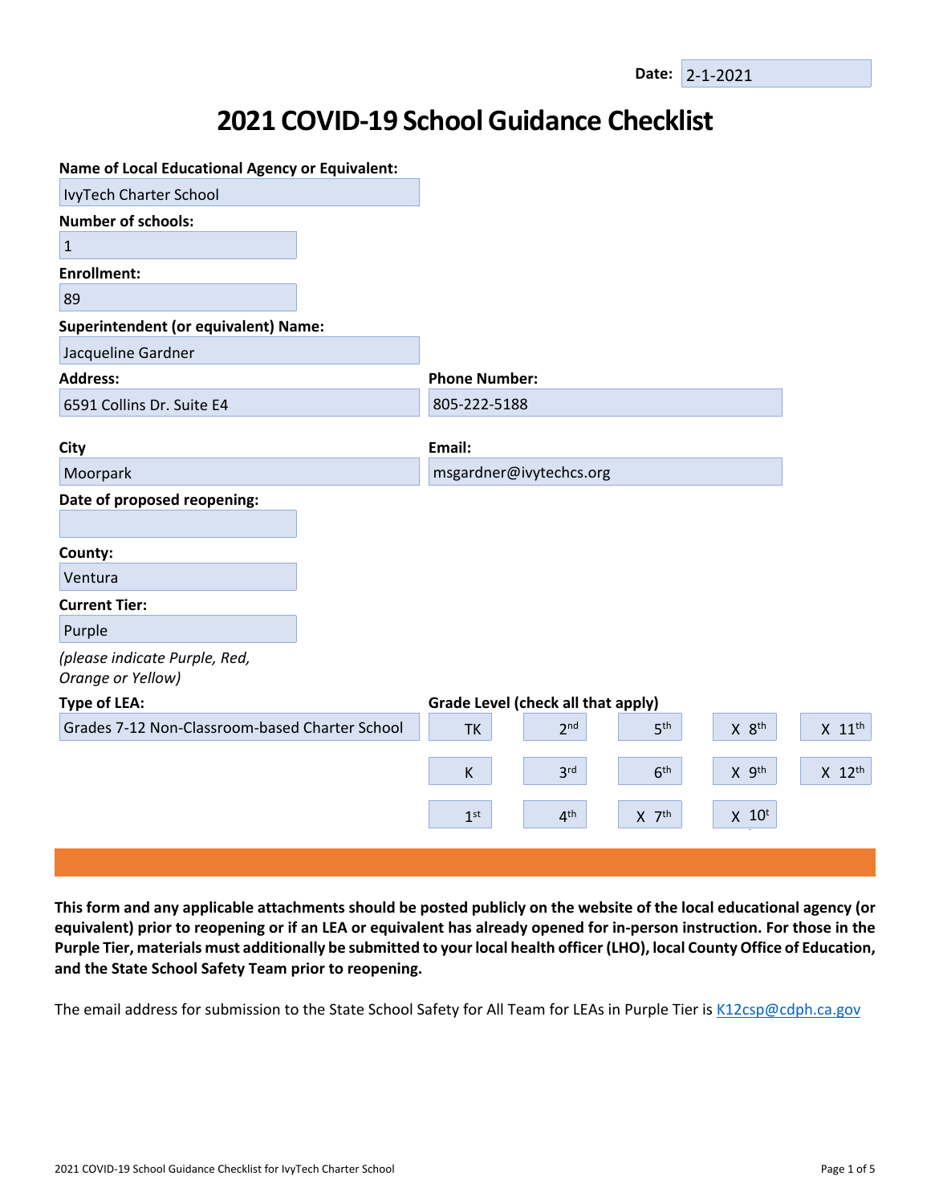**Date:** 2-1-2021

# 2021 COVID-19 School Guidance Checklist

**Name of Local Educational Agency or Equivalent:**
IvyTech Charter School

**Number of schools:**
1

**Enrollment:**
89

**Superintendent (or equivalent) Name:**
Jacqueline Gardner

**Address:**
6591 Collins Dr. Suite E4

**Phone Number:**
805-222-5188

**City**
Moorpark

**Email:**
msgardner@ivytechcs.org

**Date of proposed reopening:**

**County:**
Ventura

**Current Tier:**
Purple

*(please indicate Purple, Red, Orange or Yellow)*

**Type of LEA:**
Grades 7-12 Non-Classroom-based Charter School

**Grade Level (check all that apply)**

| | | | | |
|---|---|---|---|---|
| TK | 2nd | 5th | X 8th | X 11th |
| K | 3rd | 6th | X 9th | X 12th |
| 1st | 4th | X 7th | X 10th | |

**This form and any applicable attachments should be posted publicly on the website of the local educational agency (or equivalent) prior to reopening or if an LEA or equivalent has already opened for in-person instruction. For those in the Purple Tier, materials must additionally be submitted to your local health officer (LHO), local County Office of Education, and the State School Safety Team prior to reopening.**

The email address for submission to the State School Safety for All Team for LEAs in Purple Tier is K12csp@cdph.ca.gov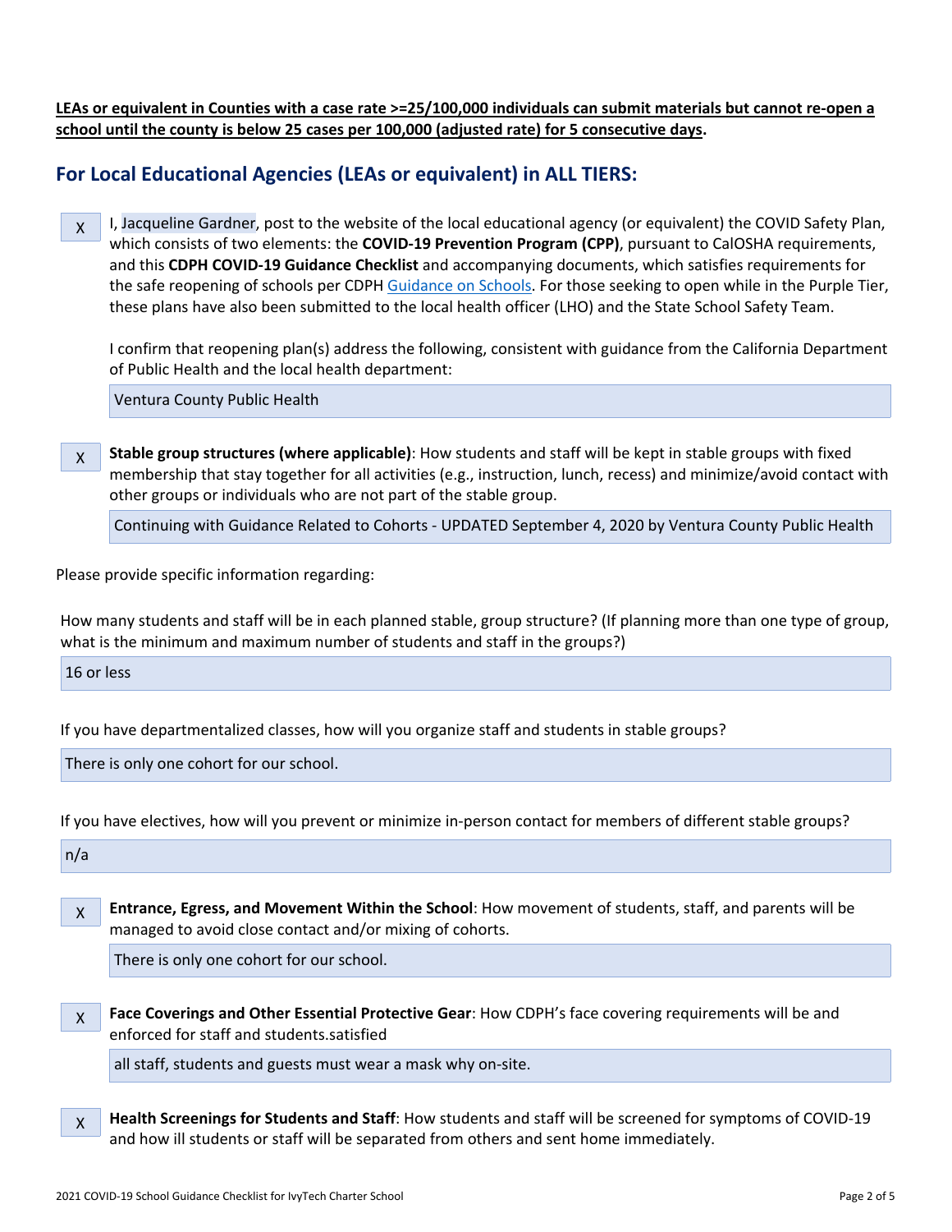**LEAs or equivalent in Counties with a case rate >=25/100,000 individuals can submit materials but cannot re-open a school until the county is below 25 cases per 100,000 (adjusted rate) for 5 consecutive days.**

## For Local Educational Agencies (LEAs or equivalent) in ALL TIERS:

X I, Jacqueline Gardner, post to the website of the local educational agency (or equivalent) the COVID Safety Plan, which consists of two elements: the **COVID-19 Prevention Program (CPP)**, pursuant to CalOSHA requirements, and this **CDPH COVID-19 Guidance Checklist** and accompanying documents, which satisfies requirements for the safe reopening of schools per CDPH Guidance on Schools. For those seeking to open while in the Purple Tier, these plans have also been submitted to the local health officer (LHO) and the State School Safety Team.

I confirm that reopening plan(s) address the following, consistent with guidance from the California Department of Public Health and the local health department:

Ventura County Public Health

X **Stable group structures (where applicable)**: How students and staff will be kept in stable groups with fixed membership that stay together for all activities (e.g., instruction, lunch, recess) and minimize/avoid contact with other groups or individuals who are not part of the stable group.

Continuing with Guidance Related to Cohorts - UPDATED September 4, 2020 by Ventura County Public Health

Please provide specific information regarding:

How many students and staff will be in each planned stable, group structure? (If planning more than one type of group, what is the minimum and maximum number of students and staff in the groups?)

16 or less

If you have departmentalized classes, how will you organize staff and students in stable groups?

There is only one cohort for our school.

If you have electives, how will you prevent or minimize in-person contact for members of different stable groups?

n/a

X **Entrance, Egress, and Movement Within the School**: How movement of students, staff, and parents will be managed to avoid close contact and/or mixing of cohorts.

There is only one cohort for our school.

X **Face Coverings and Other Essential Protective Gear**: How CDPH's face covering requirements will be and enforced for staff and students.satisfied

all staff, students and guests must wear a mask why on-site.

X **Health Screenings for Students and Staff**: How students and staff will be screened for symptoms of COVID-19 and how ill students or staff will be separated from others and sent home immediately.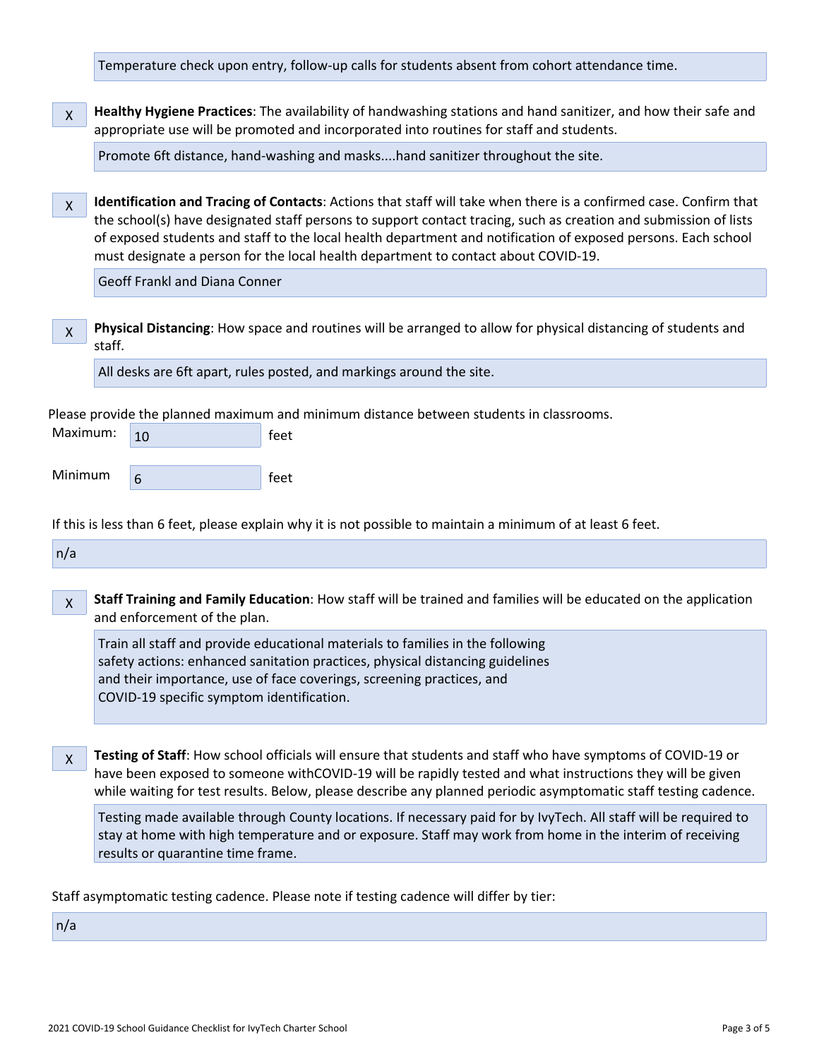Temperature check upon entry, follow-up calls for students absent from cohort attendance time.

X **Healthy Hygiene Practices**: The availability of handwashing stations and hand sanitizer, and how their safe and appropriate use will be promoted and incorporated into routines for staff and students.

Promote 6ft distance, hand-washing and masks....hand sanitizer throughout the site.

X **Identification and Tracing of Contacts**: Actions that staff will take when there is a confirmed case. Confirm that the school(s) have designated staff persons to support contact tracing, such as creation and submission of lists of exposed students and staff to the local health department and notification of exposed persons. Each school must designate a person for the local health department to contact about COVID-19.

Geoff Frankl and Diana Conner

X **Physical Distancing**: How space and routines will be arranged to allow for physical distancing of students and staff.

All desks are 6ft apart, rules posted, and markings around the site.

Please provide the planned maximum and minimum distance between students in classrooms.

Maximum: 10 feet

Minimum 6 feet

If this is less than 6 feet, please explain why it is not possible to maintain a minimum of at least 6 feet.

n/a

X **Staff Training and Family Education**: How staff will be trained and families will be educated on the application and enforcement of the plan.

Train all staff and provide educational materials to families in the following safety actions: enhanced sanitation practices, physical distancing guidelines and their importance, use of face coverings, screening practices, and COVID-19 specific symptom identification.

X **Testing of Staff**: How school officials will ensure that students and staff who have symptoms of COVID-19 or have been exposed to someone withCOVID-19 will be rapidly tested and what instructions they will be given while waiting for test results. Below, please describe any planned periodic asymptomatic staff testing cadence.

Testing made available through County locations. If necessary paid for by IvyTech. All staff will be required to stay at home with high temperature and or exposure. Staff may work from home in the interim of receiving results or quarantine time frame.

Staff asymptomatic testing cadence. Please note if testing cadence will differ by tier:

n/a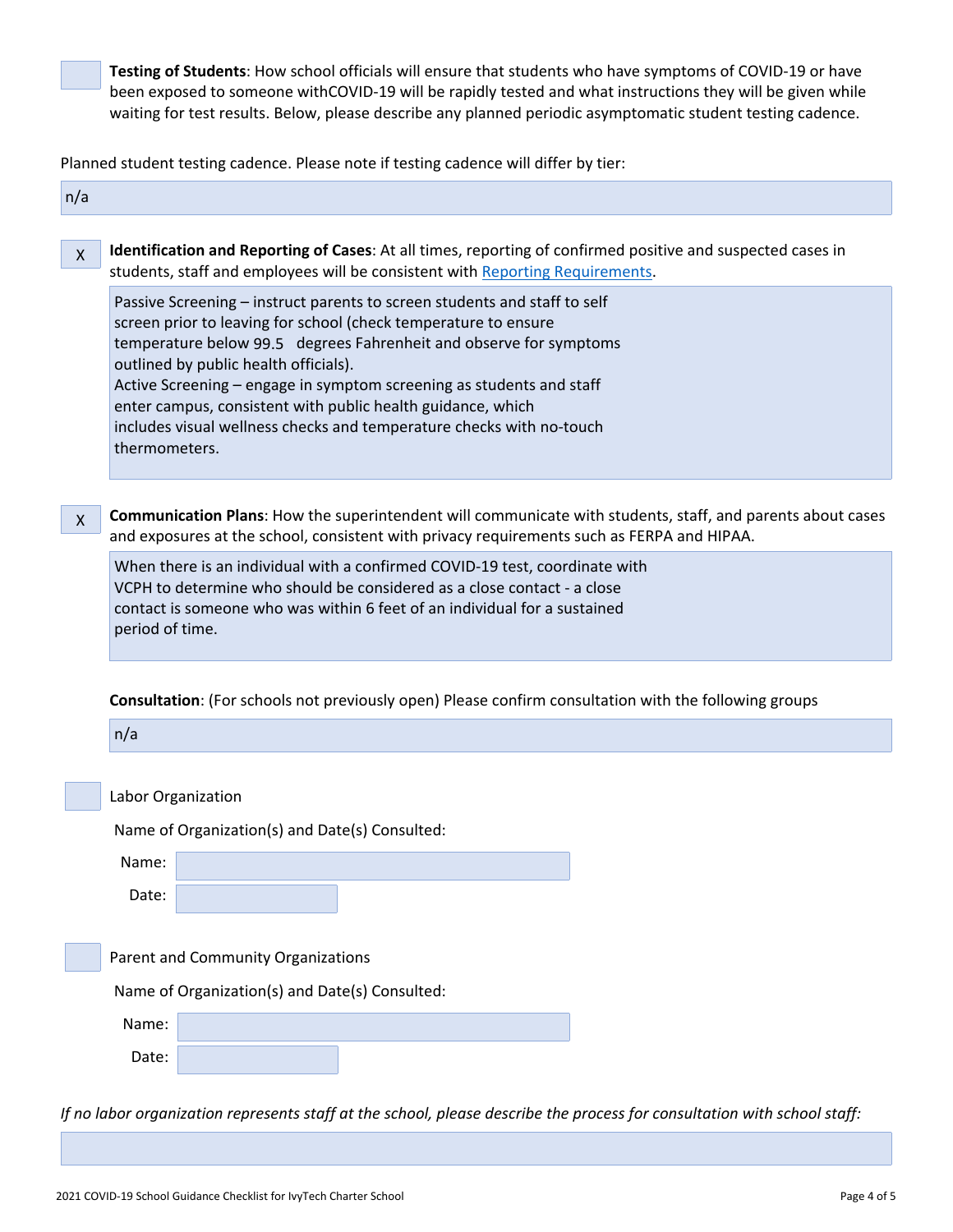☐ **Testing of Students**: How school officials will ensure that students who have symptoms of COVID-19 or have been exposed to someone withCOVID-19 will be rapidly tested and what instructions they will be given while waiting for test results. Below, please describe any planned periodic asymptomatic student testing cadence.

Planned student testing cadence. Please note if testing cadence will differ by tier:

n/a

X **Identification and Reporting of Cases**: At all times, reporting of confirmed positive and suspected cases in students, staff and employees will be consistent with [Reporting Requirements](Reporting Requirements).

Passive Screening – instruct parents to screen students and staff to self screen prior to leaving for school (check temperature to ensure temperature below 99.5 degrees Fahrenheit and observe for symptoms outlined by public health officials).
Active Screening – engage in symptom screening as students and staff enter campus, consistent with public health guidance, which includes visual wellness checks and temperature checks with no-touch thermometers.

X **Communication Plans**: How the superintendent will communicate with students, staff, and parents about cases and exposures at the school, consistent with privacy requirements such as FERPA and HIPAA.

When there is an individual with a confirmed COVID-19 test, coordinate with VCPH to determine who should be considered as a close contact - a close contact is someone who was within 6 feet of an individual for a sustained period of time.

**Consultation**: (For schools not previously open) Please confirm consultation with the following groups

n/a

☐ Labor Organization

Name of Organization(s) and Date(s) Consulted:

Name:

Date:

☐ Parent and Community Organizations

Name of Organization(s) and Date(s) Consulted:

Name:

Date:

*If no labor organization represents staff at the school, please describe the process for consultation with school staff:*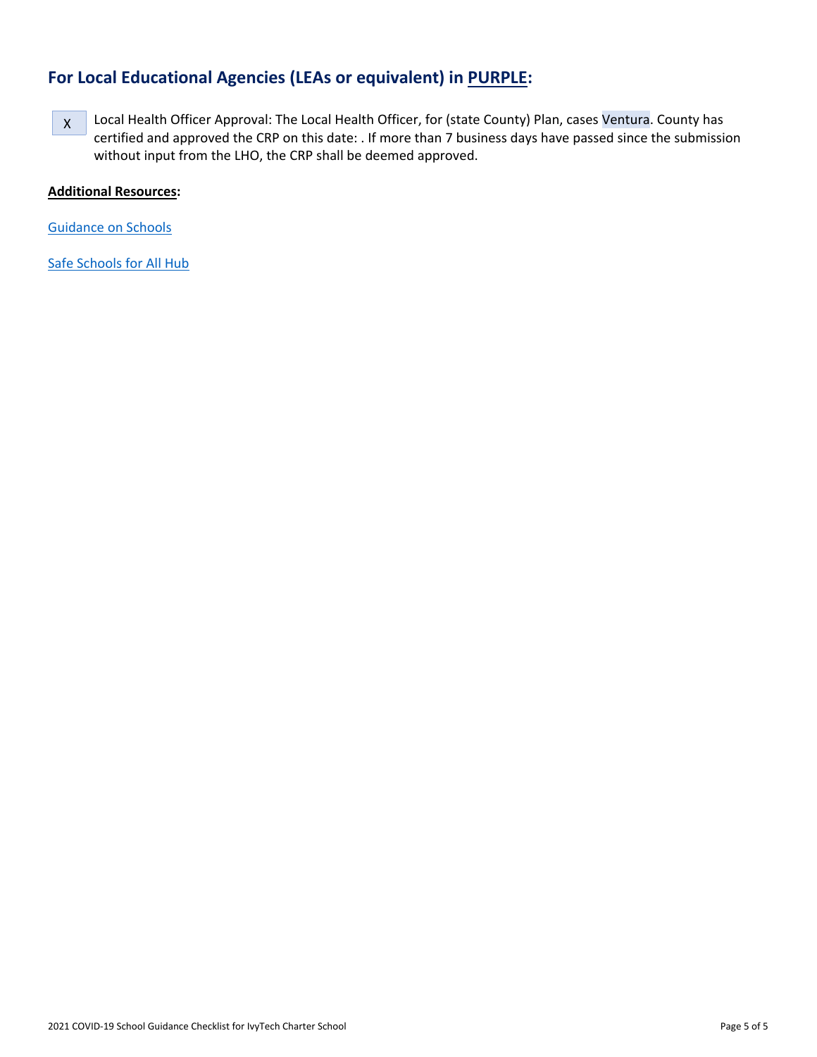## For Local Educational Agencies (LEAs or equivalent) in PURPLE:

X Local Health Officer Approval: The Local Health Officer, for (state County) Plan, cases Ventura. County has certified and approved the CRP on this date: . If more than 7 business days have passed since the submission without input from the LHO, the CRP shall be deemed approved.

**Additional Resources:**

Guidance on Schools

Safe Schools for All Hub